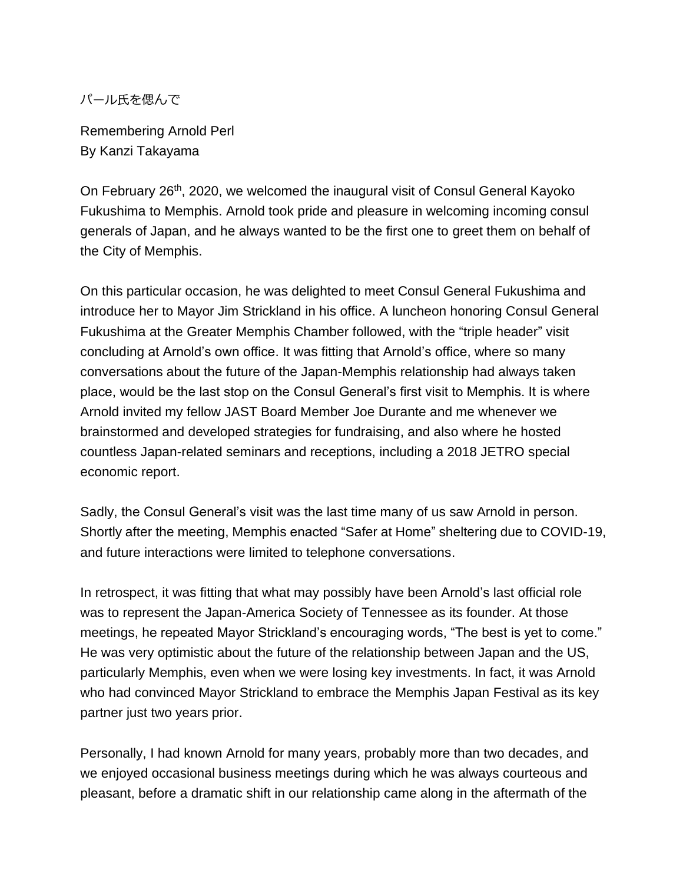パール氏を偲んで

Remembering Arnold Perl
By Kanzi Takayama

On February 26th, 2020, we welcomed the inaugural visit of Consul General Kayoko Fukushima to Memphis. Arnold took pride and pleasure in welcoming incoming consul generals of Japan, and he always wanted to be the first one to greet them on behalf of the City of Memphis.

On this particular occasion, he was delighted to meet Consul General Fukushima and introduce her to Mayor Jim Strickland in his office. A luncheon honoring Consul General Fukushima at the Greater Memphis Chamber followed, with the "triple header" visit concluding at Arnold's own office. It was fitting that Arnold's office, where so many conversations about the future of the Japan-Memphis relationship had always taken place, would be the last stop on the Consul General's first visit to Memphis. It is where Arnold invited my fellow JAST Board Member Joe Durante and me whenever we brainstormed and developed strategies for fundraising, and also where he hosted countless Japan-related seminars and receptions, including a 2018 JETRO special economic report.

Sadly, the Consul General's visit was the last time many of us saw Arnold in person. Shortly after the meeting, Memphis enacted "Safer at Home" sheltering due to COVID-19, and future interactions were limited to telephone conversations.

In retrospect, it was fitting that what may possibly have been Arnold's last official role was to represent the Japan-America Society of Tennessee as its founder. At those meetings, he repeated Mayor Strickland's encouraging words, "The best is yet to come." He was very optimistic about the future of the relationship between Japan and the US, particularly Memphis, even when we were losing key investments. In fact, it was Arnold who had convinced Mayor Strickland to embrace the Memphis Japan Festival as its key partner just two years prior.

Personally, I had known Arnold for many years, probably more than two decades, and we enjoyed occasional business meetings during which he was always courteous and pleasant, before a dramatic shift in our relationship came along in the aftermath of the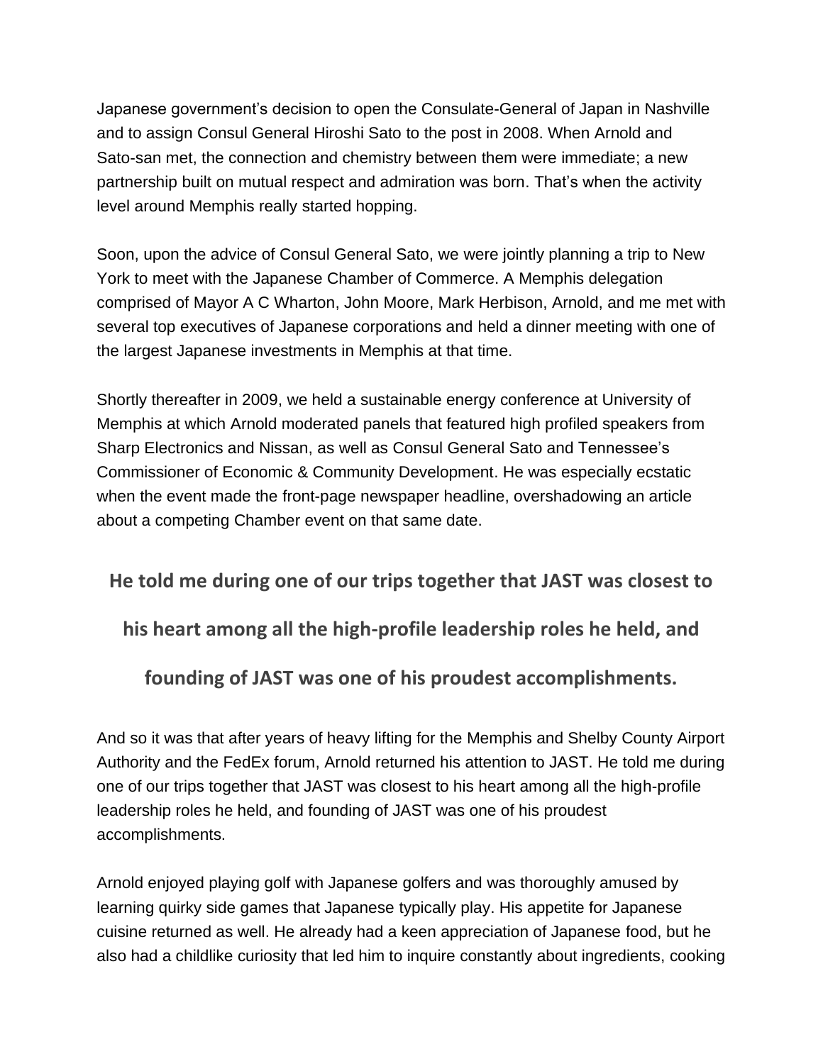Japanese government's decision to open the Consulate-General of Japan in Nashville and to assign Consul General Hiroshi Sato to the post in 2008. When Arnold and Sato-san met, the connection and chemistry between them were immediate; a new partnership built on mutual respect and admiration was born. That's when the activity level around Memphis really started hopping.

Soon, upon the advice of Consul General Sato, we were jointly planning a trip to New York to meet with the Japanese Chamber of Commerce. A Memphis delegation comprised of Mayor A C Wharton, John Moore, Mark Herbison, Arnold, and me met with several top executives of Japanese corporations and held a dinner meeting with one of the largest Japanese investments in Memphis at that time.

Shortly thereafter in 2009, we held a sustainable energy conference at University of Memphis at which Arnold moderated panels that featured high profiled speakers from Sharp Electronics and Nissan, as well as Consul General Sato and Tennessee's Commissioner of Economic & Community Development. He was especially ecstatic when the event made the front-page newspaper headline, overshadowing an article about a competing Chamber event on that same date.

**He told me during one of our trips together that JAST was closest to his heart among all the high-profile leadership roles he held, and founding of JAST was one of his proudest accomplishments.**

And so it was that after years of heavy lifting for the Memphis and Shelby County Airport Authority and the FedEx forum, Arnold returned his attention to JAST. He told me during one of our trips together that JAST was closest to his heart among all the high-profile leadership roles he held, and founding of JAST was one of his proudest accomplishments.

Arnold enjoyed playing golf with Japanese golfers and was thoroughly amused by learning quirky side games that Japanese typically play. His appetite for Japanese cuisine returned as well. He already had a keen appreciation of Japanese food, but he also had a childlike curiosity that led him to inquire constantly about ingredients, cooking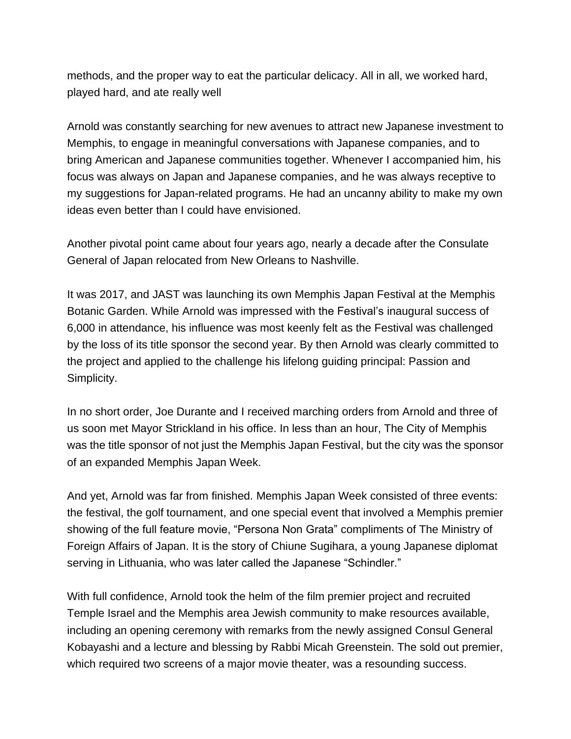methods, and the proper way to eat the particular delicacy. All in all, we worked hard, played hard, and ate really well

Arnold was constantly searching for new avenues to attract new Japanese investment to Memphis, to engage in meaningful conversations with Japanese companies, and to bring American and Japanese communities together. Whenever I accompanied him, his focus was always on Japan and Japanese companies, and he was always receptive to my suggestions for Japan-related programs. He had an uncanny ability to make my own ideas even better than I could have envisioned.

Another pivotal point came about four years ago, nearly a decade after the Consulate General of Japan relocated from New Orleans to Nashville.

It was 2017, and JAST was launching its own Memphis Japan Festival at the Memphis Botanic Garden. While Arnold was impressed with the Festival's inaugural success of 6,000 in attendance, his influence was most keenly felt as the Festival was challenged by the loss of its title sponsor the second year. By then Arnold was clearly committed to the project and applied to the challenge his lifelong guiding principal: Passion and Simplicity.

In no short order, Joe Durante and I received marching orders from Arnold and three of us soon met Mayor Strickland in his office. In less than an hour, The City of Memphis was the title sponsor of not just the Memphis Japan Festival, but the city was the sponsor of an expanded Memphis Japan Week.

And yet, Arnold was far from finished. Memphis Japan Week consisted of three events: the festival, the golf tournament, and one special event that involved a Memphis premier showing of the full feature movie, "Persona Non Grata" compliments of The Ministry of Foreign Affairs of Japan. It is the story of Chiune Sugihara, a young Japanese diplomat serving in Lithuania, who was later called the Japanese "Schindler."

With full confidence, Arnold took the helm of the film premier project and recruited Temple Israel and the Memphis area Jewish community to make resources available, including an opening ceremony with remarks from the newly assigned Consul General Kobayashi and a lecture and blessing by Rabbi Micah Greenstein. The sold out premier, which required two screens of a major movie theater, was a resounding success.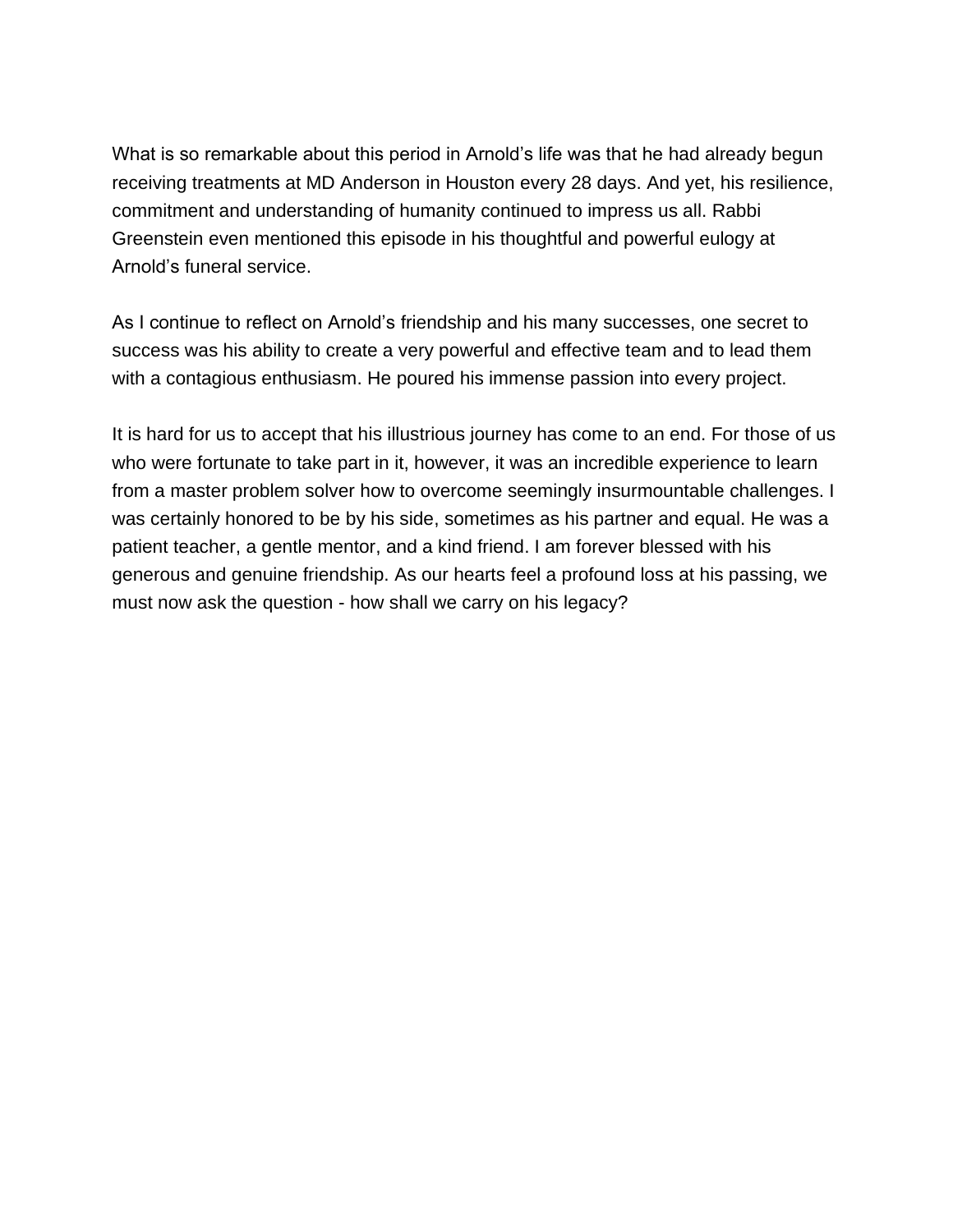What is so remarkable about this period in Arnold's life was that he had already begun receiving treatments at MD Anderson in Houston every 28 days. And yet, his resilience, commitment and understanding of humanity continued to impress us all. Rabbi Greenstein even mentioned this episode in his thoughtful and powerful eulogy at Arnold's funeral service.

As I continue to reflect on Arnold's friendship and his many successes, one secret to success was his ability to create a very powerful and effective team and to lead them with a contagious enthusiasm. He poured his immense passion into every project.

It is hard for us to accept that his illustrious journey has come to an end. For those of us who were fortunate to take part in it, however, it was an incredible experience to learn from a master problem solver how to overcome seemingly insurmountable challenges. I was certainly honored to be by his side, sometimes as his partner and equal. He was a patient teacher, a gentle mentor, and a kind friend. I am forever blessed with his generous and genuine friendship. As our hearts feel a profound loss at his passing, we must now ask the question - how shall we carry on his legacy?